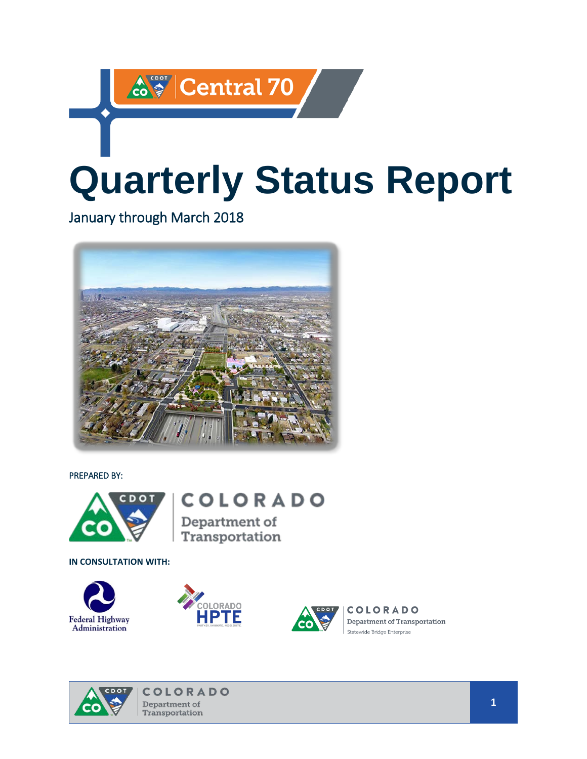# Central 70

# Quarterly Status Report

January through March 2018

PREPARED BY:

COLORADO Department of Transportation

**IN CONSULTATION WITH:**

Federal Highway Administration

COLORADO HPTE

COLORADO Department of Transportation Statewide Bridge Enterprise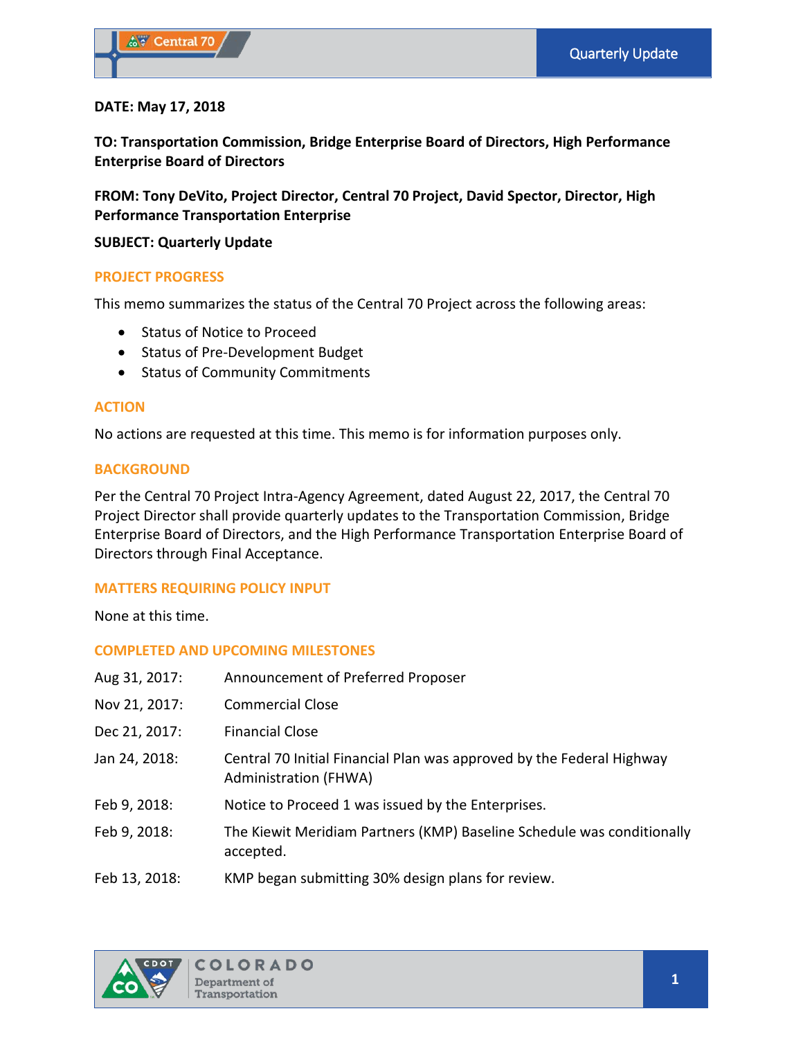DATE: May 17, 2018

TO: Transportation Commission, Bridge Enterprise Board of Directors, High Performance Enterprise Board of Directors

FROM: Tony DeVito, Project Director, Central 70 Project, David Spector, Director, High Performance Transportation Enterprise

SUBJECT: Quarterly Update

## PROJECT PROGRESS

This memo summarizes the status of the Central 70 Project across the following areas:

- Status of Notice to Proceed
- Status of Pre-Development Budget
- Status of Community Commitments

## ACTION

No actions are requested at this time. This memo is for information purposes only.

## BACKGROUND

Per the Central 70 Project Intra-Agency Agreement, dated August 22, 2017, the Central 70 Project Director shall provide quarterly updates to the Transportation Commission, Bridge Enterprise Board of Directors, and the High Performance Transportation Enterprise Board of Directors through Final Acceptance.

## MATTERS REQUIRING POLICY INPUT

None at this time.

## COMPLETED AND UPCOMING MILESTONES

| | |
|---|---|
| Aug 31, 2017: | Announcement of Preferred Proposer |
| Nov 21, 2017: | Commercial Close |
| Dec 21, 2017: | Financial Close |
| Jan 24, 2018: | Central 70 Initial Financial Plan was approved by the Federal Highway Administration (FHWA) |
| Feb 9, 2018: | Notice to Proceed 1 was issued by the Enterprises. |
| Feb 9, 2018: | The Kiewit Meridiam Partners (KMP) Baseline Schedule was conditionally accepted. |
| Feb 13, 2018: | KMP began submitting 30% design plans for review. |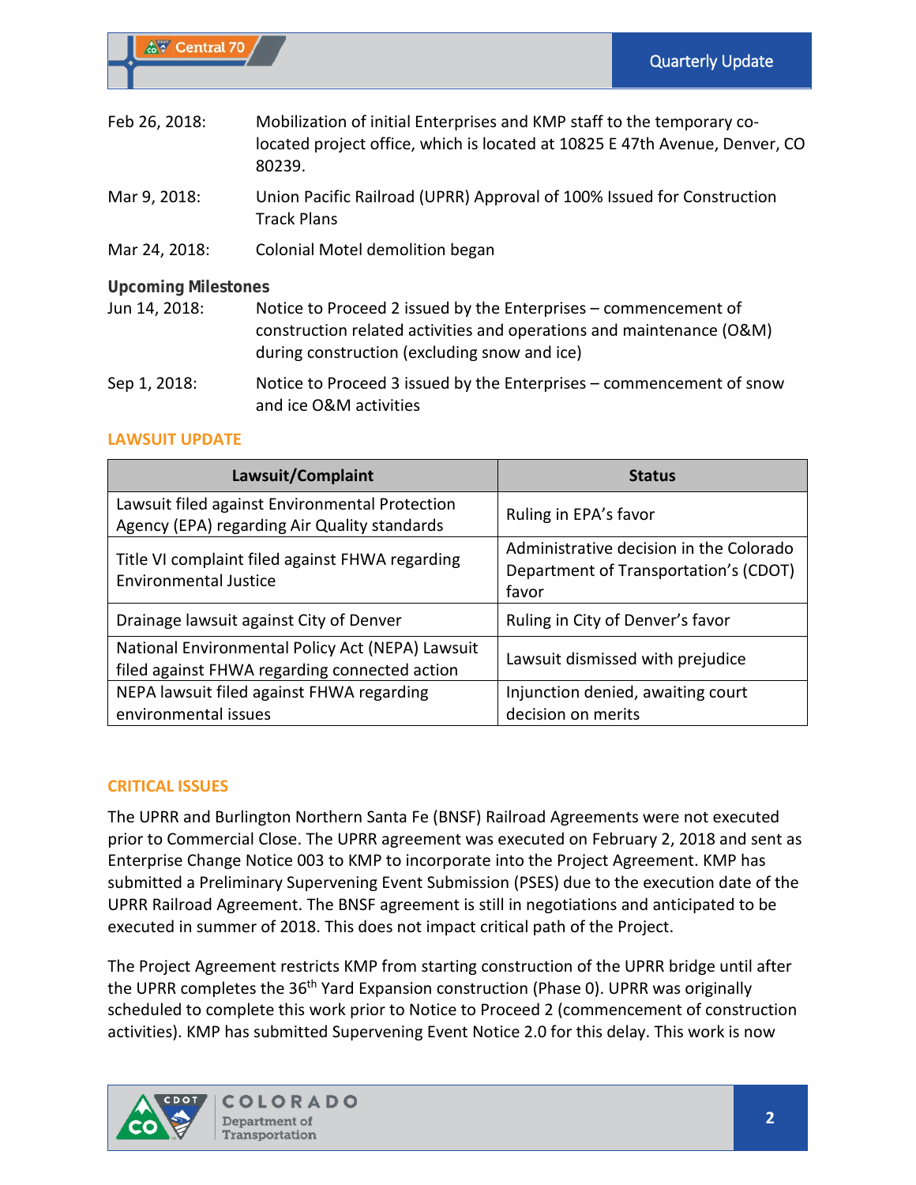Feb 26, 2018: Mobilization of initial Enterprises and KMP staff to the temporary co-located project office, which is located at 10825 E 47th Avenue, Denver, CO 80239.

Mar 9, 2018: Union Pacific Railroad (UPRR) Approval of 100% Issued for Construction Track Plans

Mar 24, 2018: Colonial Motel demolition began

**Upcoming Milestones**

Jun 14, 2018: Notice to Proceed 2 issued by the Enterprises – commencement of construction related activities and operations and maintenance (O&M) during construction (excluding snow and ice)

Sep 1, 2018: Notice to Proceed 3 issued by the Enterprises – commencement of snow and ice O&M activities

## LAWSUIT UPDATE

| Lawsuit/Complaint | Status |
|---|---|
| Lawsuit filed against Environmental Protection Agency (EPA) regarding Air Quality standards | Ruling in EPA's favor |
| Title VI complaint filed against FHWA regarding Environmental Justice | Administrative decision in the Colorado Department of Transportation's (CDOT) favor |
| Drainage lawsuit against City of Denver | Ruling in City of Denver's favor |
| National Environmental Policy Act (NEPA) Lawsuit filed against FHWA regarding connected action | Lawsuit dismissed with prejudice |
| NEPA lawsuit filed against FHWA regarding environmental issues | Injunction denied, awaiting court decision on merits |

## CRITICAL ISSUES

The UPRR and Burlington Northern Santa Fe (BNSF) Railroad Agreements were not executed prior to Commercial Close. The UPRR agreement was executed on February 2, 2018 and sent as Enterprise Change Notice 003 to KMP to incorporate into the Project Agreement. KMP has submitted a Preliminary Supervening Event Submission (PSES) due to the execution date of the UPRR Railroad Agreement. The BNSF agreement is still in negotiations and anticipated to be executed in summer of 2018. This does not impact critical path of the Project.

The Project Agreement restricts KMP from starting construction of the UPRR bridge until after the UPRR completes the 36th Yard Expansion construction (Phase 0). UPRR was originally scheduled to complete this work prior to Notice to Proceed 2 (commencement of construction activities). KMP has submitted Supervening Event Notice 2.0 for this delay. This work is now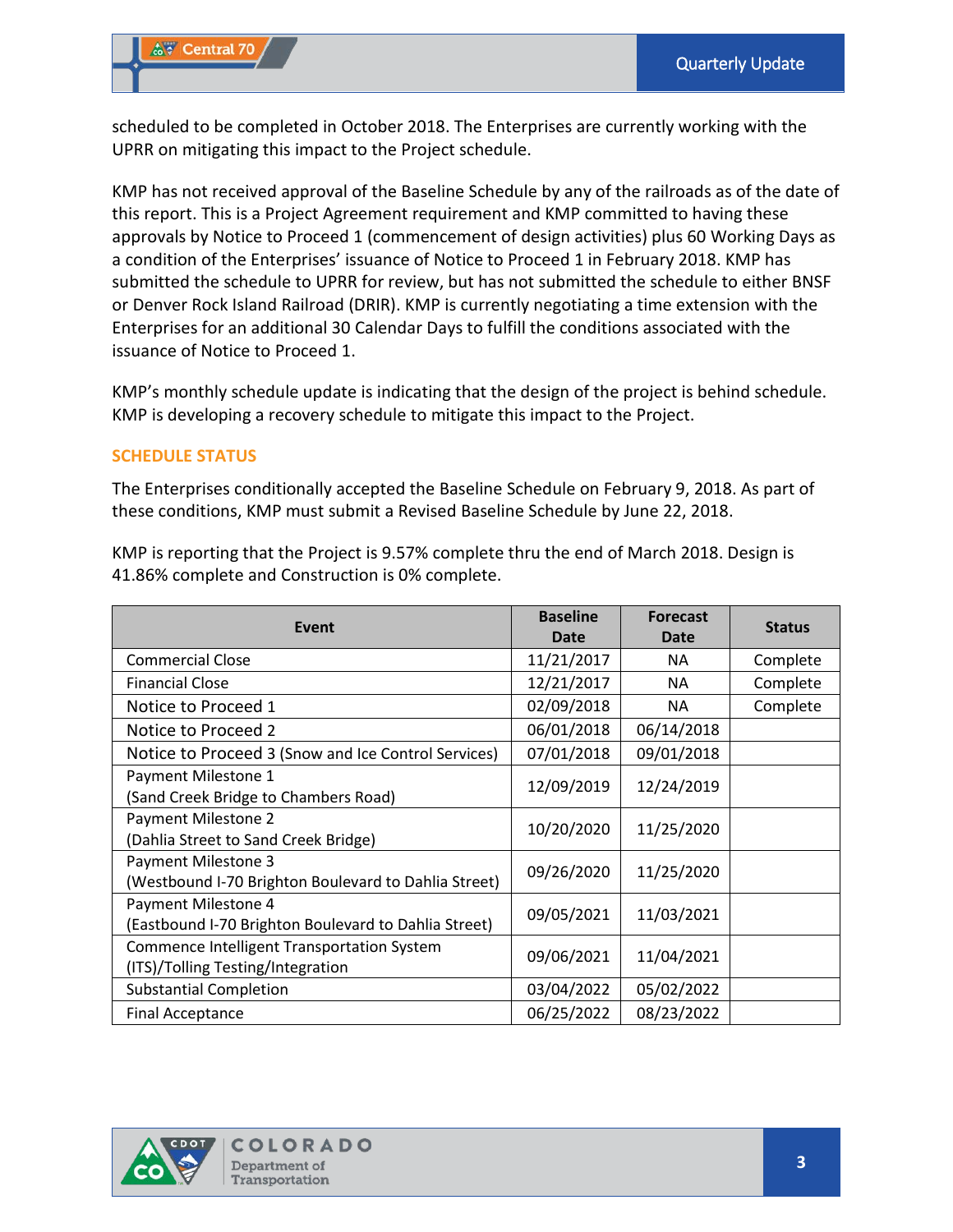scheduled to be completed in October 2018. The Enterprises are currently working with the UPRR on mitigating this impact to the Project schedule.

KMP has not received approval of the Baseline Schedule by any of the railroads as of the date of this report. This is a Project Agreement requirement and KMP committed to having these approvals by Notice to Proceed 1 (commencement of design activities) plus 60 Working Days as a condition of the Enterprises' issuance of Notice to Proceed 1 in February 2018. KMP has submitted the schedule to UPRR for review, but has not submitted the schedule to either BNSF or Denver Rock Island Railroad (DRIR). KMP is currently negotiating a time extension with the Enterprises for an additional 30 Calendar Days to fulfill the conditions associated with the issuance of Notice to Proceed 1.

KMP's monthly schedule update is indicating that the design of the project is behind schedule. KMP is developing a recovery schedule to mitigate this impact to the Project.

## SCHEDULE STATUS

The Enterprises conditionally accepted the Baseline Schedule on February 9, 2018. As part of these conditions, KMP must submit a Revised Baseline Schedule by June 22, 2018.

KMP is reporting that the Project is 9.57% complete thru the end of March 2018. Design is 41.86% complete and Construction is 0% complete.

| Event | Baseline Date | Forecast Date | Status |
|---|---|---|---|
| Commercial Close | 11/21/2017 | NA | Complete |
| Financial Close | 12/21/2017 | NA | Complete |
| Notice to Proceed 1 | 02/09/2018 | NA | Complete |
| Notice to Proceed 2 | 06/01/2018 | 06/14/2018 | |
| Notice to Proceed 3 (Snow and Ice Control Services) | 07/01/2018 | 09/01/2018 | |
| Payment Milestone 1 (Sand Creek Bridge to Chambers Road) | 12/09/2019 | 12/24/2019 | |
| Payment Milestone 2 (Dahlia Street to Sand Creek Bridge) | 10/20/2020 | 11/25/2020 | |
| Payment Milestone 3 (Westbound I-70 Brighton Boulevard to Dahlia Street) | 09/26/2020 | 11/25/2020 | |
| Payment Milestone 4 (Eastbound I-70 Brighton Boulevard to Dahlia Street) | 09/05/2021 | 11/03/2021 | |
| Commence Intelligent Transportation System (ITS)/Tolling Testing/Integration | 09/06/2021 | 11/04/2021 | |
| Substantial Completion | 03/04/2022 | 05/02/2022 | |
| Final Acceptance | 06/25/2022 | 08/23/2022 | |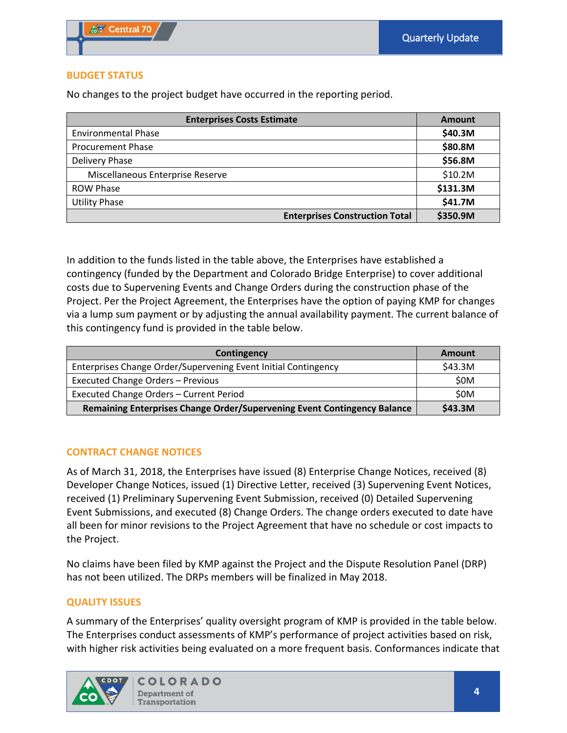## BUDGET STATUS

No changes to the project budget have occurred in the reporting period.

| Enterprises Costs Estimate | Amount |
|---|---|
| Environmental Phase | **$40.3M** |
| Procurement Phase | **$80.8M** |
| Delivery Phase | **$56.8M** |
| Miscellaneous Enterprise Reserve | $10.2M |
| ROW Phase | **$131.3M** |
| Utility Phase | **$41.7M** |
| **Enterprises Construction Total** | **$350.9M** |

In addition to the funds listed in the table above, the Enterprises have established a contingency (funded by the Department and Colorado Bridge Enterprise) to cover additional costs due to Supervening Events and Change Orders during the construction phase of the Project. Per the Project Agreement, the Enterprises have the option of paying KMP for changes via a lump sum payment or by adjusting the annual availability payment. The current balance of this contingency fund is provided in the table below.

| Contingency | Amount |
|---|---|
| Enterprises Change Order/Supervening Event Initial Contingency | $43.3M |
| Executed Change Orders – Previous | $0M |
| Executed Change Orders – Current Period | $0M |
| **Remaining Enterprises Change Order/Supervening Event Contingency Balance** | **$43.3M** |

## CONTRACT CHANGE NOTICES

As of March 31, 2018, the Enterprises have issued (8) Enterprise Change Notices, received (8) Developer Change Notices, issued (1) Directive Letter, received (3) Supervening Event Notices, received (1) Preliminary Supervening Event Submission, received (0) Detailed Supervening Event Submissions, and executed (8) Change Orders. The change orders executed to date have all been for minor revisions to the Project Agreement that have no schedule or cost impacts to the Project.

No claims have been filed by KMP against the Project and the Dispute Resolution Panel (DRP) has not been utilized. The DRPs members will be finalized in May 2018.

## QUALITY ISSUES

A summary of the Enterprises' quality oversight program of KMP is provided in the table below. The Enterprises conduct assessments of KMP's performance of project activities based on risk, with higher risk activities being evaluated on a more frequent basis. Conformances indicate that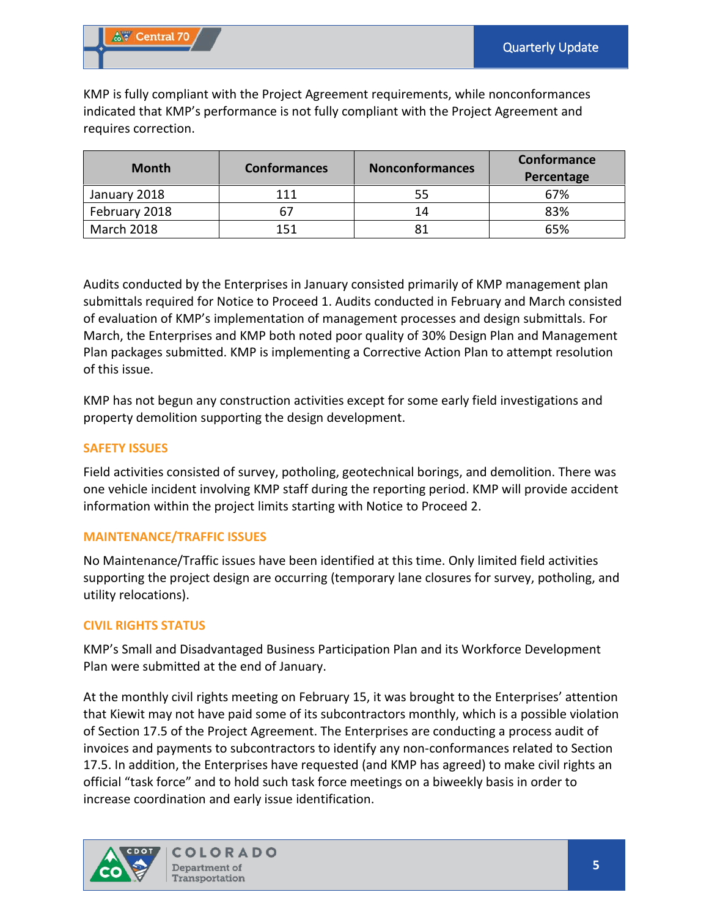KMP is fully compliant with the Project Agreement requirements, while nonconformances indicated that KMP's performance is not fully compliant with the Project Agreement and requires correction.

| Month | Conformances | Nonconformances | Conformance Percentage |
|---|---|---|---|
| January 2018 | 111 | 55 | 67% |
| February 2018 | 67 | 14 | 83% |
| March 2018 | 151 | 81 | 65% |

Audits conducted by the Enterprises in January consisted primarily of KMP management plan submittals required for Notice to Proceed 1. Audits conducted in February and March consisted of evaluation of KMP's implementation of management processes and design submittals. For March, the Enterprises and KMP both noted poor quality of 30% Design Plan and Management Plan packages submitted. KMP is implementing a Corrective Action Plan to attempt resolution of this issue.

KMP has not begun any construction activities except for some early field investigations and property demolition supporting the design development.

## SAFETY ISSUES

Field activities consisted of survey, potholing, geotechnical borings, and demolition. There was one vehicle incident involving KMP staff during the reporting period. KMP will provide accident information within the project limits starting with Notice to Proceed 2.

## MAINTENANCE/TRAFFIC ISSUES

No Maintenance/Traffic issues have been identified at this time. Only limited field activities supporting the project design are occurring (temporary lane closures for survey, potholing, and utility relocations).

## CIVIL RIGHTS STATUS

KMP's Small and Disadvantaged Business Participation Plan and its Workforce Development Plan were submitted at the end of January.

At the monthly civil rights meeting on February 15, it was brought to the Enterprises' attention that Kiewit may not have paid some of its subcontractors monthly, which is a possible violation of Section 17.5 of the Project Agreement. The Enterprises are conducting a process audit of invoices and payments to subcontractors to identify any non-conformances related to Section 17.5. In addition, the Enterprises have requested (and KMP has agreed) to make civil rights an official "task force" and to hold such task force meetings on a biweekly basis in order to increase coordination and early issue identification.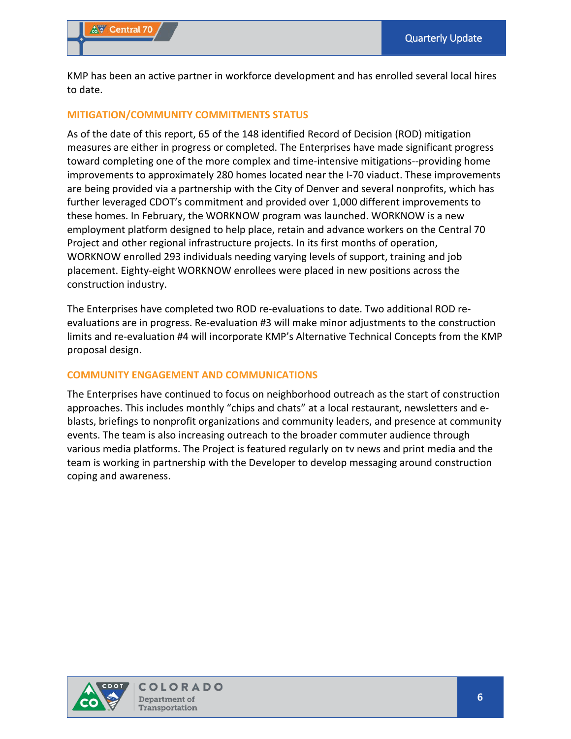KMP has been an active partner in workforce development and has enrolled several local hires to date.

## MITIGATION/COMMUNITY COMMITMENTS STATUS

As of the date of this report, 65 of the 148 identified Record of Decision (ROD) mitigation measures are either in progress or completed. The Enterprises have made significant progress toward completing one of the more complex and time-intensive mitigations--providing home improvements to approximately 280 homes located near the I-70 viaduct. These improvements are being provided via a partnership with the City of Denver and several nonprofits, which has further leveraged CDOT's commitment and provided over 1,000 different improvements to these homes. In February, the WORKNOW program was launched. WORKNOW is a new employment platform designed to help place, retain and advance workers on the Central 70 Project and other regional infrastructure projects. In its first months of operation, WORKNOW enrolled 293 individuals needing varying levels of support, training and job placement. Eighty-eight WORKNOW enrollees were placed in new positions across the construction industry.

The Enterprises have completed two ROD re-evaluations to date. Two additional ROD re-evaluations are in progress. Re-evaluation #3 will make minor adjustments to the construction limits and re-evaluation #4 will incorporate KMP's Alternative Technical Concepts from the KMP proposal design.

## COMMUNITY ENGAGEMENT AND COMMUNICATIONS

The Enterprises have continued to focus on neighborhood outreach as the start of construction approaches. This includes monthly "chips and chats" at a local restaurant, newsletters and e-blasts, briefings to nonprofit organizations and community leaders, and presence at community events. The team is also increasing outreach to the broader commuter audience through various media platforms. The Project is featured regularly on tv news and print media and the team is working in partnership with the Developer to develop messaging around construction coping and awareness.